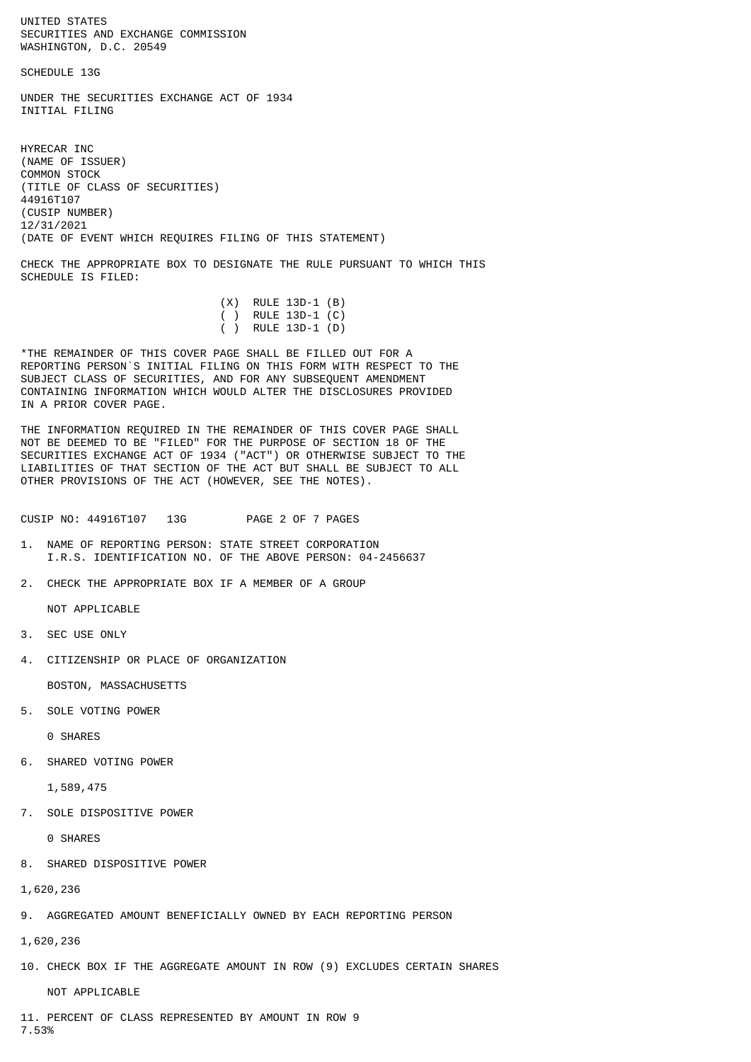UNITED STATES
SECURITIES AND EXCHANGE COMMISSION
WASHINGTON, D.C. 20549

SCHEDULE 13G

UNDER THE SECURITIES EXCHANGE ACT OF 1934
INITIAL FILING

HYRECAR INC
(NAME OF ISSUER)
COMMON STOCK
(TITLE OF CLASS OF SECURITIES)
44916T107
(CUSIP NUMBER)
12/31/2021
(DATE OF EVENT WHICH REQUIRES FILING OF THIS STATEMENT)

CHECK THE APPROPRIATE BOX TO DESIGNATE THE RULE PURSUANT TO WHICH THIS SCHEDULE IS FILED:

(X) RULE 13D-1 (B)
( ) RULE 13D-1 (C)
( ) RULE 13D-1 (D)

*THE REMAINDER OF THIS COVER PAGE SHALL BE FILLED OUT FOR A REPORTING PERSON`S INITIAL FILING ON THIS FORM WITH RESPECT TO THE SUBJECT CLASS OF SECURITIES, AND FOR ANY SUBSEQUENT AMENDMENT CONTAINING INFORMATION WHICH WOULD ALTER THE DISCLOSURES PROVIDED IN A PRIOR COVER PAGE.

THE INFORMATION REQUIRED IN THE REMAINDER OF THIS COVER PAGE SHALL NOT BE DEEMED TO BE "FILED" FOR THE PURPOSE OF SECTION 18 OF THE SECURITIES EXCHANGE ACT OF 1934 ("ACT") OR OTHERWISE SUBJECT TO THE LIABILITIES OF THAT SECTION OF THE ACT BUT SHALL BE SUBJECT TO ALL OTHER PROVISIONS OF THE ACT (HOWEVER, SEE THE NOTES).

CUSIP NO: 44916T107 13G

1. NAME OF REPORTING PERSON: STATE STREET CORPORATION
   I.R.S. IDENTIFICATION NO. OF THE ABOVE PERSON: 04-2456637

2. CHECK THE APPROPRIATE BOX IF A MEMBER OF A GROUP

   NOT APPLICABLE

3. SEC USE ONLY

4. CITIZENSHIP OR PLACE OF ORGANIZATION

   BOSTON, MASSACHUSETTS

5. SOLE VOTING POWER

   0 SHARES

6. SHARED VOTING POWER

   1,589,475

7. SOLE DISPOSITIVE POWER

   0 SHARES

8. SHARED DISPOSITIVE POWER

1,620,236

9. AGGREGATED AMOUNT BENEFICIALLY OWNED BY EACH REPORTING PERSON

1,620,236

10. CHECK BOX IF THE AGGREGATE AMOUNT IN ROW (9) EXCLUDES CERTAIN SHARES

   NOT APPLICABLE

11. PERCENT OF CLASS REPRESENTED BY AMOUNT IN ROW 9
7.53%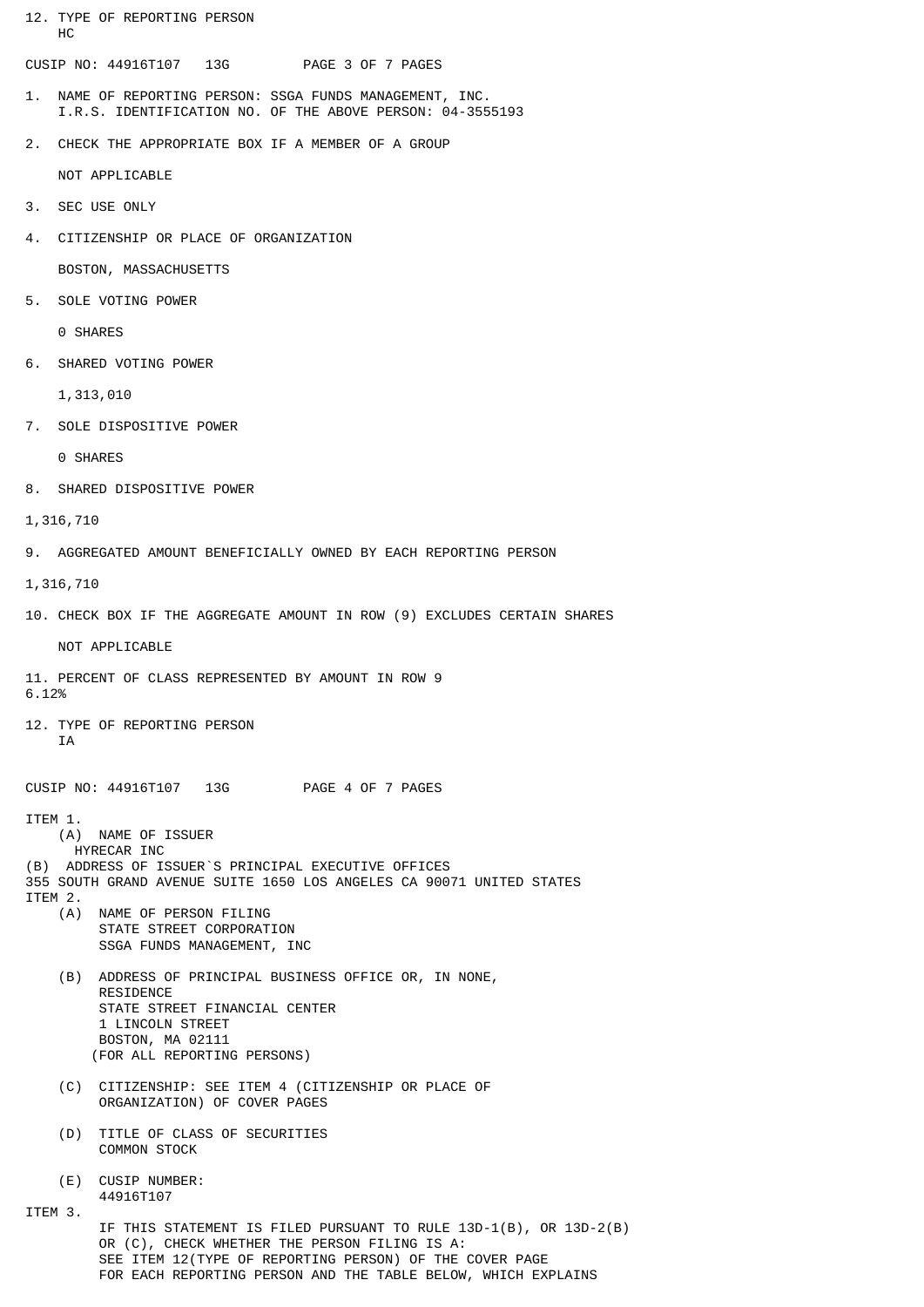12. TYPE OF REPORTING PERSON
    HC

CUSIP NO: 44916T107   13G

1. NAME OF REPORTING PERSON: SSGA FUNDS MANAGEMENT, INC.
   I.R.S. IDENTIFICATION NO. OF THE ABOVE PERSON: 04-3555193

2. CHECK THE APPROPRIATE BOX IF A MEMBER OF A GROUP

   NOT APPLICABLE

3. SEC USE ONLY

4. CITIZENSHIP OR PLACE OF ORGANIZATION

   BOSTON, MASSACHUSETTS

5. SOLE VOTING POWER

   0 SHARES

6. SHARED VOTING POWER

   1,313,010

7. SOLE DISPOSITIVE POWER

   0 SHARES

8. SHARED DISPOSITIVE POWER

1,316,710

9. AGGREGATED AMOUNT BENEFICIALLY OWNED BY EACH REPORTING PERSON

1,316,710

10. CHECK BOX IF THE AGGREGATE AMOUNT IN ROW (9) EXCLUDES CERTAIN SHARES

    NOT APPLICABLE

11. PERCENT OF CLASS REPRESENTED BY AMOUNT IN ROW 9
6.12%

12. TYPE OF REPORTING PERSON
    IA

CUSIP NO: 44916T107   13G

ITEM 1.
  (A) NAME OF ISSUER
      HYRECAR INC
(B) ADDRESS OF ISSUER`S PRINCIPAL EXECUTIVE OFFICES
355 SOUTH GRAND AVENUE SUITE 1650 LOS ANGELES CA 90071 UNITED STATES
ITEM 2.
  (A) NAME OF PERSON FILING
      STATE STREET CORPORATION
      SSGA FUNDS MANAGEMENT, INC

  (B) ADDRESS OF PRINCIPAL BUSINESS OFFICE OR, IN NONE,
      RESIDENCE
      STATE STREET FINANCIAL CENTER
      1 LINCOLN STREET
      BOSTON, MA 02111
      (FOR ALL REPORTING PERSONS)

  (C) CITIZENSHIP: SEE ITEM 4 (CITIZENSHIP OR PLACE OF
      ORGANIZATION) OF COVER PAGES

  (D) TITLE OF CLASS OF SECURITIES
      COMMON STOCK

  (E) CUSIP NUMBER:
      44916T107
ITEM 3.
      IF THIS STATEMENT IS FILED PURSUANT TO RULE 13D-1(B), OR 13D-2(B)
      OR (C), CHECK WHETHER THE PERSON FILING IS A:
      SEE ITEM 12(TYPE OF REPORTING PERSON) OF THE COVER PAGE
      FOR EACH REPORTING PERSON AND THE TABLE BELOW, WHICH EXPLAINS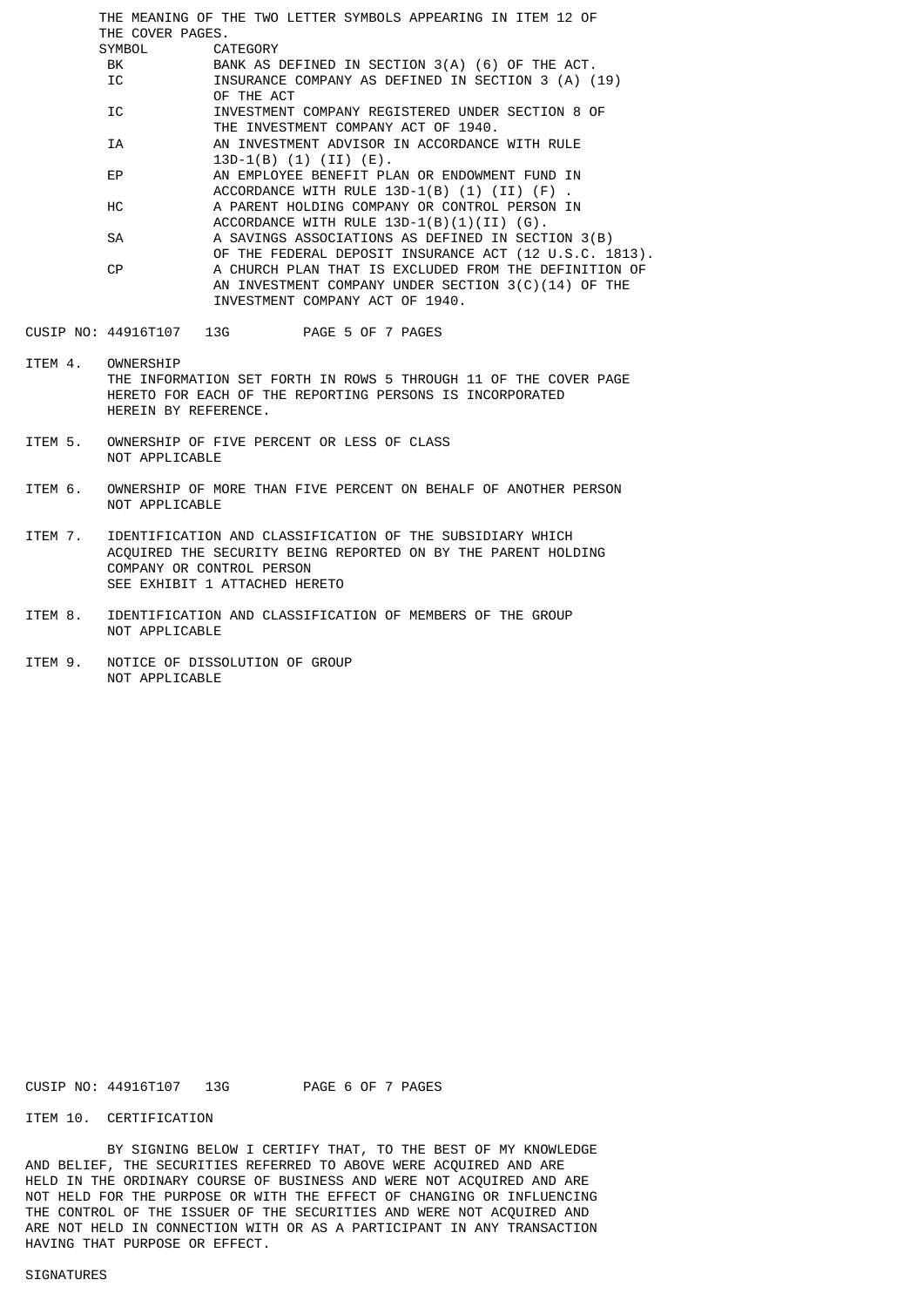THE MEANING OF THE TWO LETTER SYMBOLS APPEARING IN ITEM 12 OF THE COVER PAGES.

| SYMBOL | CATEGORY |
|---|---|
| BK | BANK AS DEFINED IN SECTION 3(A) (6) OF THE ACT. |
| IC | INSURANCE COMPANY AS DEFINED IN SECTION 3 (A) (19) OF THE ACT |
| IC | INVESTMENT COMPANY REGISTERED UNDER SECTION 8 OF THE INVESTMENT COMPANY ACT OF 1940. |
| IA | AN INVESTMENT ADVISOR IN ACCORDANCE WITH RULE 13D-1(B) (1) (II) (E). |
| EP | AN EMPLOYEE BENEFIT PLAN OR ENDOWMENT FUND IN ACCORDANCE WITH RULE 13D-1(B) (1) (II) (F) . |
| HC | A PARENT HOLDING COMPANY OR CONTROL PERSON IN ACCORDANCE WITH RULE 13D-1(B)(1)(II) (G). |
| SA | A SAVINGS ASSOCIATIONS AS DEFINED IN SECTION 3(B) OF THE FEDERAL DEPOSIT INSURANCE ACT (12 U.S.C. 1813). |
| CP | A CHURCH PLAN THAT IS EXCLUDED FROM THE DEFINITION OF AN INVESTMENT COMPANY UNDER SECTION 3(C)(14) OF THE INVESTMENT COMPANY ACT OF 1940. |

CUSIP NO: 44916T107 13G

ITEM 4. OWNERSHIP
THE INFORMATION SET FORTH IN ROWS 5 THROUGH 11 OF THE COVER PAGE HERETO FOR EACH OF THE REPORTING PERSONS IS INCORPORATED HEREIN BY REFERENCE.

ITEM 5. OWNERSHIP OF FIVE PERCENT OR LESS OF CLASS
NOT APPLICABLE

ITEM 6. OWNERSHIP OF MORE THAN FIVE PERCENT ON BEHALF OF ANOTHER PERSON
NOT APPLICABLE

ITEM 7. IDENTIFICATION AND CLASSIFICATION OF THE SUBSIDIARY WHICH ACQUIRED THE SECURITY BEING REPORTED ON BY THE PARENT HOLDING COMPANY OR CONTROL PERSON
SEE EXHIBIT 1 ATTACHED HERETO

ITEM 8. IDENTIFICATION AND CLASSIFICATION OF MEMBERS OF THE GROUP
NOT APPLICABLE

ITEM 9. NOTICE OF DISSOLUTION OF GROUP
NOT APPLICABLE

CUSIP NO: 44916T107 13G

ITEM 10. CERTIFICATION

BY SIGNING BELOW I CERTIFY THAT, TO THE BEST OF MY KNOWLEDGE AND BELIEF, THE SECURITIES REFERRED TO ABOVE WERE ACQUIRED AND ARE HELD IN THE ORDINARY COURSE OF BUSINESS AND WERE NOT ACQUIRED AND ARE NOT HELD FOR THE PURPOSE OR WITH THE EFFECT OF CHANGING OR INFLUENCING THE CONTROL OF THE ISSUER OF THE SECURITIES AND WERE NOT ACQUIRED AND ARE NOT HELD IN CONNECTION WITH OR AS A PARTICIPANT IN ANY TRANSACTION HAVING THAT PURPOSE OR EFFECT.

SIGNATURES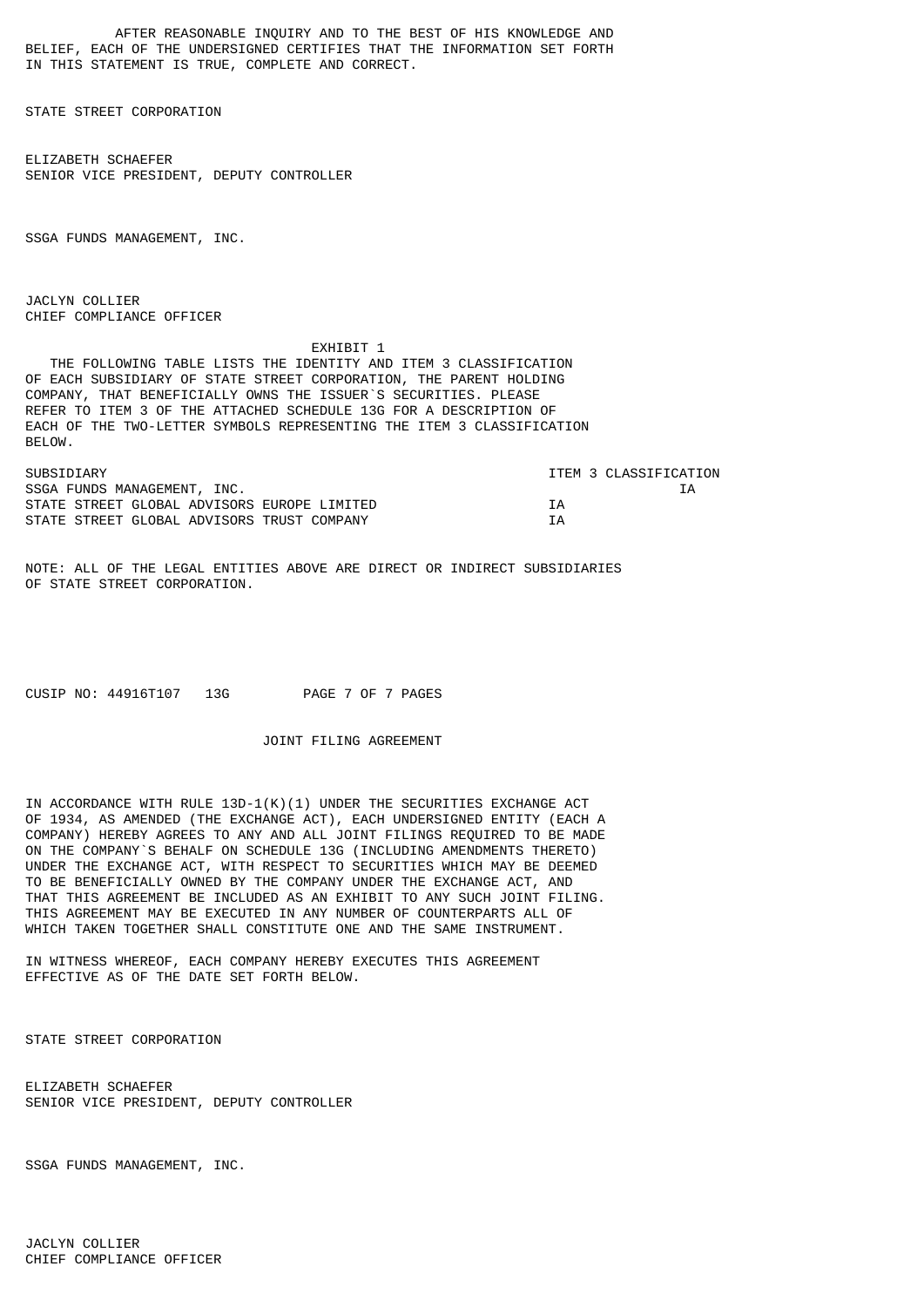AFTER REASONABLE INQUIRY AND TO THE BEST OF HIS KNOWLEDGE AND BELIEF, EACH OF THE UNDERSIGNED CERTIFIES THAT THE INFORMATION SET FORTH IN THIS STATEMENT IS TRUE, COMPLETE AND CORRECT.

STATE STREET CORPORATION

ELIZABETH SCHAEFER
SENIOR VICE PRESIDENT, DEPUTY CONTROLLER

SSGA FUNDS MANAGEMENT, INC.

JACLYN COLLIER
CHIEF COMPLIANCE OFFICER

EXHIBIT 1

THE FOLLOWING TABLE LISTS THE IDENTITY AND ITEM 3 CLASSIFICATION OF EACH SUBSIDIARY OF STATE STREET CORPORATION, THE PARENT HOLDING COMPANY, THAT BENEFICIALLY OWNS THE ISSUER`S SECURITIES. PLEASE REFER TO ITEM 3 OF THE ATTACHED SCHEDULE 13G FOR A DESCRIPTION OF EACH OF THE TWO-LETTER SYMBOLS REPRESENTING THE ITEM 3 CLASSIFICATION BELOW.

| SUBSIDIARY | ITEM 3 CLASSIFICATION |
|---|---|
| SSGA FUNDS MANAGEMENT, INC. | IA |
| STATE STREET GLOBAL ADVISORS EUROPE LIMITED | IA |
| STATE STREET GLOBAL ADVISORS TRUST COMPANY | IA |

NOTE: ALL OF THE LEGAL ENTITIES ABOVE ARE DIRECT OR INDIRECT SUBSIDIARIES OF STATE STREET CORPORATION.

CUSIP NO: 44916T107 13G

JOINT FILING AGREEMENT

IN ACCORDANCE WITH RULE 13D-1(K)(1) UNDER THE SECURITIES EXCHANGE ACT OF 1934, AS AMENDED (THE EXCHANGE ACT), EACH UNDERSIGNED ENTITY (EACH A COMPANY) HEREBY AGREES TO ANY AND ALL JOINT FILINGS REQUIRED TO BE MADE ON THE COMPANY`S BEHALF ON SCHEDULE 13G (INCLUDING AMENDMENTS THERETO) UNDER THE EXCHANGE ACT, WITH RESPECT TO SECURITIES WHICH MAY BE DEEMED TO BE BENEFICIALLY OWNED BY THE COMPANY UNDER THE EXCHANGE ACT, AND THAT THIS AGREEMENT BE INCLUDED AS AN EXHIBIT TO ANY SUCH JOINT FILING. THIS AGREEMENT MAY BE EXECUTED IN ANY NUMBER OF COUNTERPARTS ALL OF WHICH TAKEN TOGETHER SHALL CONSTITUTE ONE AND THE SAME INSTRUMENT.

IN WITNESS WHEREOF, EACH COMPANY HEREBY EXECUTES THIS AGREEMENT EFFECTIVE AS OF THE DATE SET FORTH BELOW.

STATE STREET CORPORATION

ELIZABETH SCHAEFER
SENIOR VICE PRESIDENT, DEPUTY CONTROLLER

SSGA FUNDS MANAGEMENT, INC.

JACLYN COLLIER
CHIEF COMPLIANCE OFFICER